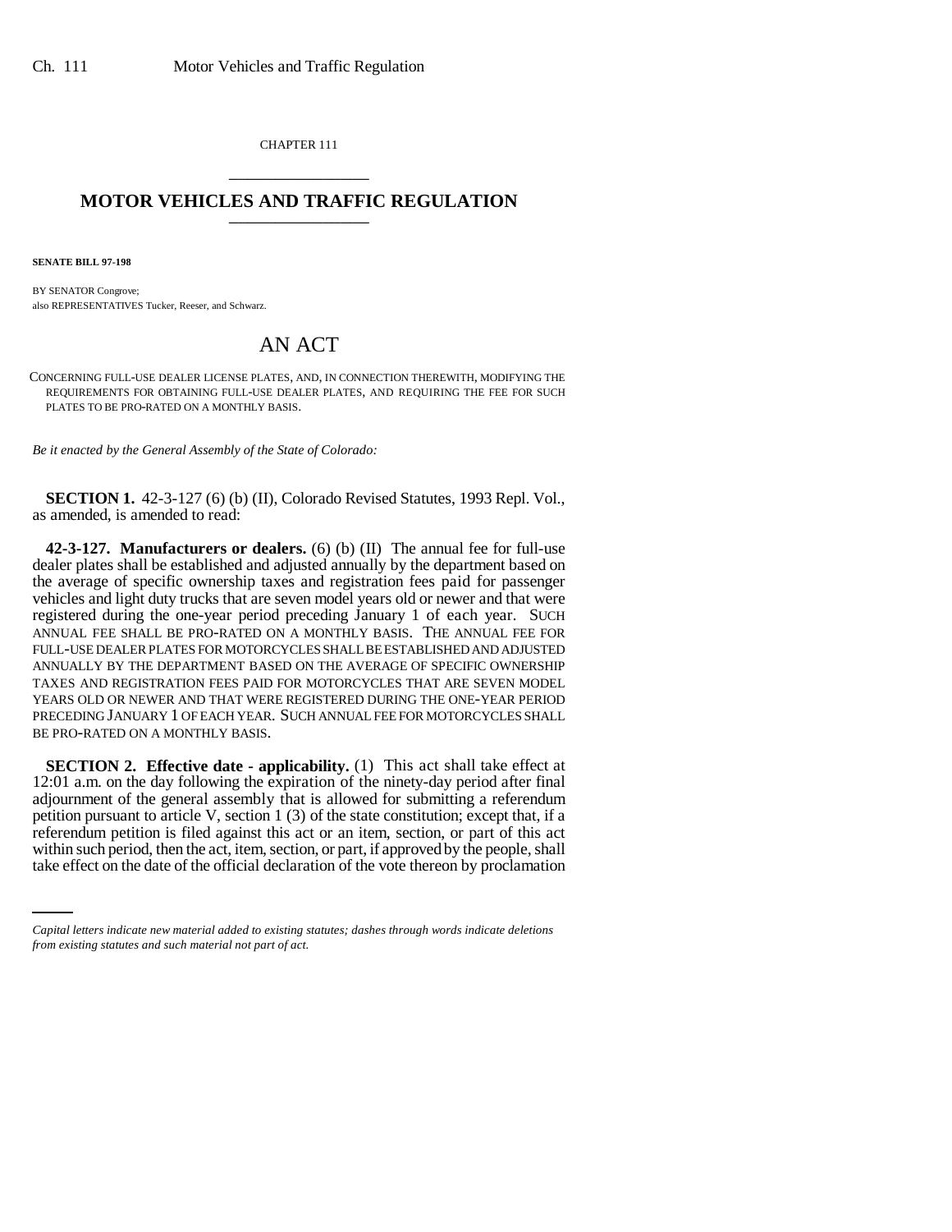CHAPTER 111

# MOTOR VEHICLES AND TRAFFIC REGULATION

**SENATE BILL 97-198**

BY SENATOR Congrove;
also REPRESENTATIVES Tucker, Reeser, and Schwarz.

# AN ACT

CONCERNING FULL-USE DEALER LICENSE PLATES, AND, IN CONNECTION THEREWITH, MODIFYING THE REQUIREMENTS FOR OBTAINING FULL-USE DEALER PLATES, AND REQUIRING THE FEE FOR SUCH PLATES TO BE PRO-RATED ON A MONTHLY BASIS.

*Be it enacted by the General Assembly of the State of Colorado:*

**SECTION 1.** 42-3-127 (6) (b) (II), Colorado Revised Statutes, 1993 Repl. Vol., as amended, is amended to read:

**42-3-127. Manufacturers or dealers.** (6) (b) (II) The annual fee for full-use dealer plates shall be established and adjusted annually by the department based on the average of specific ownership taxes and registration fees paid for passenger vehicles and light duty trucks that are seven model years old or newer and that were registered during the one-year period preceding January 1 of each year. SUCH ANNUAL FEE SHALL BE PRO-RATED ON A MONTHLY BASIS. THE ANNUAL FEE FOR FULL-USE DEALER PLATES FOR MOTORCYCLES SHALL BE ESTABLISHED AND ADJUSTED ANNUALLY BY THE DEPARTMENT BASED ON THE AVERAGE OF SPECIFIC OWNERSHIP TAXES AND REGISTRATION FEES PAID FOR MOTORCYCLES THAT ARE SEVEN MODEL YEARS OLD OR NEWER AND THAT WERE REGISTERED DURING THE ONE-YEAR PERIOD PRECEDING JANUARY 1 OF EACH YEAR. SUCH ANNUAL FEE FOR MOTORCYCLES SHALL BE PRO-RATED ON A MONTHLY BASIS.

**SECTION 2. Effective date - applicability.** (1) This act shall take effect at 12:01 a.m. on the day following the expiration of the ninety-day period after final adjournment of the general assembly that is allowed for submitting a referendum petition pursuant to article V, section 1 (3) of the state constitution; except that, if a referendum petition is filed against this act or an item, section, or part of this act within such period, then the act, item, section, or part, if approved by the people, shall take effect on the date of the official declaration of the vote thereon by proclamation

*Capital letters indicate new material added to existing statutes; dashes through words indicate deletions from existing statutes and such material not part of act.*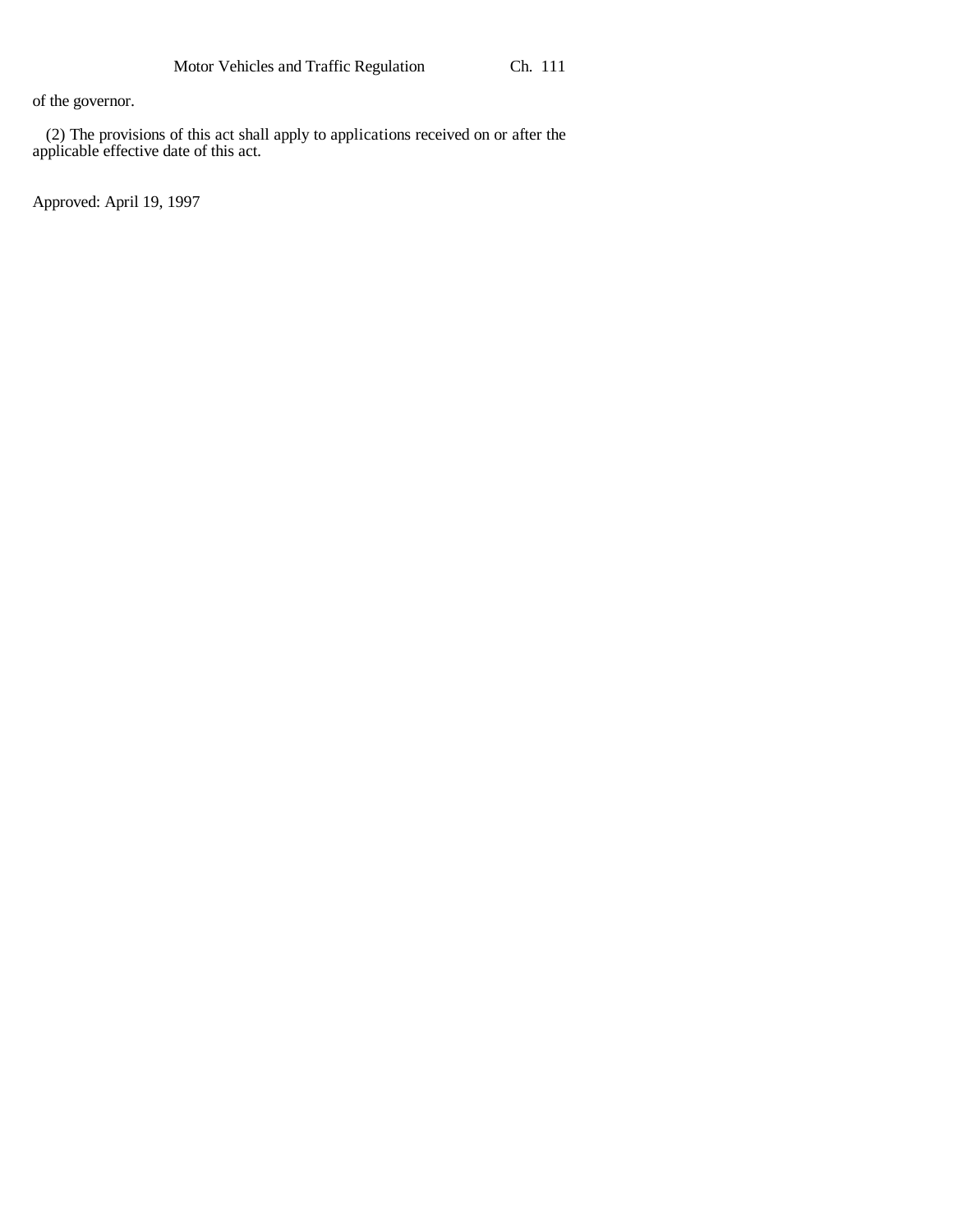of the governor.

(2) The provisions of this act shall apply to applications received on or after the applicable effective date of this act.

Approved: April 19, 1997